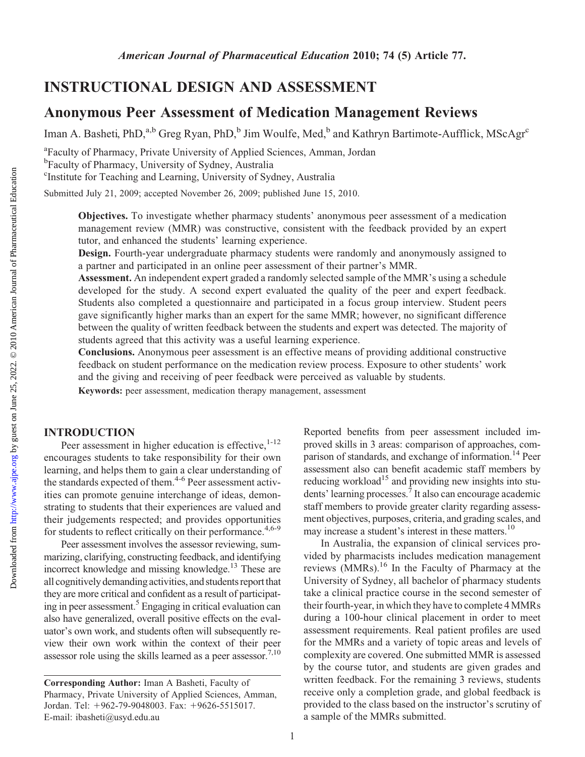INSTRUCTIONAL DESIGN AND ASSESSMENT

# Anonymous Peer Assessment of Medication Management Reviews

Iman A. Basheti, PhD,[a,b] Greg Ryan, PhD,[b] Jim Woulfe, Med,[b] and Kathryn Bartimote-Aufflick, MScAgr[c]

[a]Faculty of Pharmacy, Private University of Applied Sciences, Amman, Jordan

[b]Faculty of Pharmacy, University of Sydney, Australia

[c]Institute for Teaching and Learning, University of Sydney, Australia

Submitted July 21, 2009; accepted November 26, 2009; published June 15, 2010.

**Objectives.** To investigate whether pharmacy students' anonymous peer assessment of a medication management review (MMR) was constructive, consistent with the feedback provided by an expert tutor, and enhanced the students' learning experience.

**Design.** Fourth-year undergraduate pharmacy students were randomly and anonymously assigned to a partner and participated in an online peer assessment of their partner's MMR.

**Assessment.** An independent expert graded a randomly selected sample of the MMR's using a schedule developed for the study. A second expert evaluated the quality of the peer and expert feedback. Students also completed a questionnaire and participated in a focus group interview. Student peers gave significantly higher marks than an expert for the same MMR; however, no significant difference between the quality of written feedback between the students and expert was detected. The majority of students agreed that this activity was a useful learning experience.

**Conclusions.** Anonymous peer assessment is an effective means of providing additional constructive feedback on student performance on the medication review process. Exposure to other students' work and the giving and receiving of peer feedback were perceived as valuable by students.

**Keywords:** peer assessment, medication therapy management, assessment

## INTRODUCTION

Peer assessment in higher education is effective,[1-12] encourages students to take responsibility for their own learning, and helps them to gain a clear understanding of the standards expected of them.[4-6] Peer assessment activities can promote genuine interchange of ideas, demonstrating to students that their experiences are valued and their judgements respected; and provides opportunities for students to reflect critically on their performance.[4,6-9]

Peer assessment involves the assessor reviewing, summarizing, clarifying, constructing feedback, and identifying incorrect knowledge and missing knowledge.[13] These are all cognitively demanding activities, and students report that they are more critical and confident as a result of participating in peer assessment.[5] Engaging in critical evaluation can also have generalized, overall positive effects on the evaluator's own work, and students often will subsequently review their own work within the context of their peer assessor role using the skills learned as a peer assessor.[7,10]

Reported benefits from peer assessment included improved skills in 3 areas: comparison of approaches, comparison of standards, and exchange of information.[14] Peer assessment also can benefit academic staff members by reducing workload[15] and providing new insights into students' learning processes.[7] It also can encourage academic staff members to provide greater clarity regarding assessment objectives, purposes, criteria, and grading scales, and may increase a student's interest in these matters.[10]

In Australia, the expansion of clinical services provided by pharmacists includes medication management reviews (MMRs).[16] In the Faculty of Pharmacy at the University of Sydney, all bachelor of pharmacy students take a clinical practice course in the second semester of their fourth-year, in which they have to complete 4 MMRs during a 100-hour clinical placement in order to meet assessment requirements. Real patient profiles are used for the MMRs and a variety of topic areas and levels of complexity are covered. One submitted MMR is assessed by the course tutor, and students are given grades and written feedback. For the remaining 3 reviews, students receive only a completion grade, and global feedback is provided to the class based on the instructor's scrutiny of a sample of the MMRs submitted.

**Corresponding Author:** Iman A Basheti, Faculty of Pharmacy, Private University of Applied Sciences, Amman, Jordan. Tel: +962-79-9048003. Fax: +9626-5515017. E-mail: ibasheti@usyd.edu.au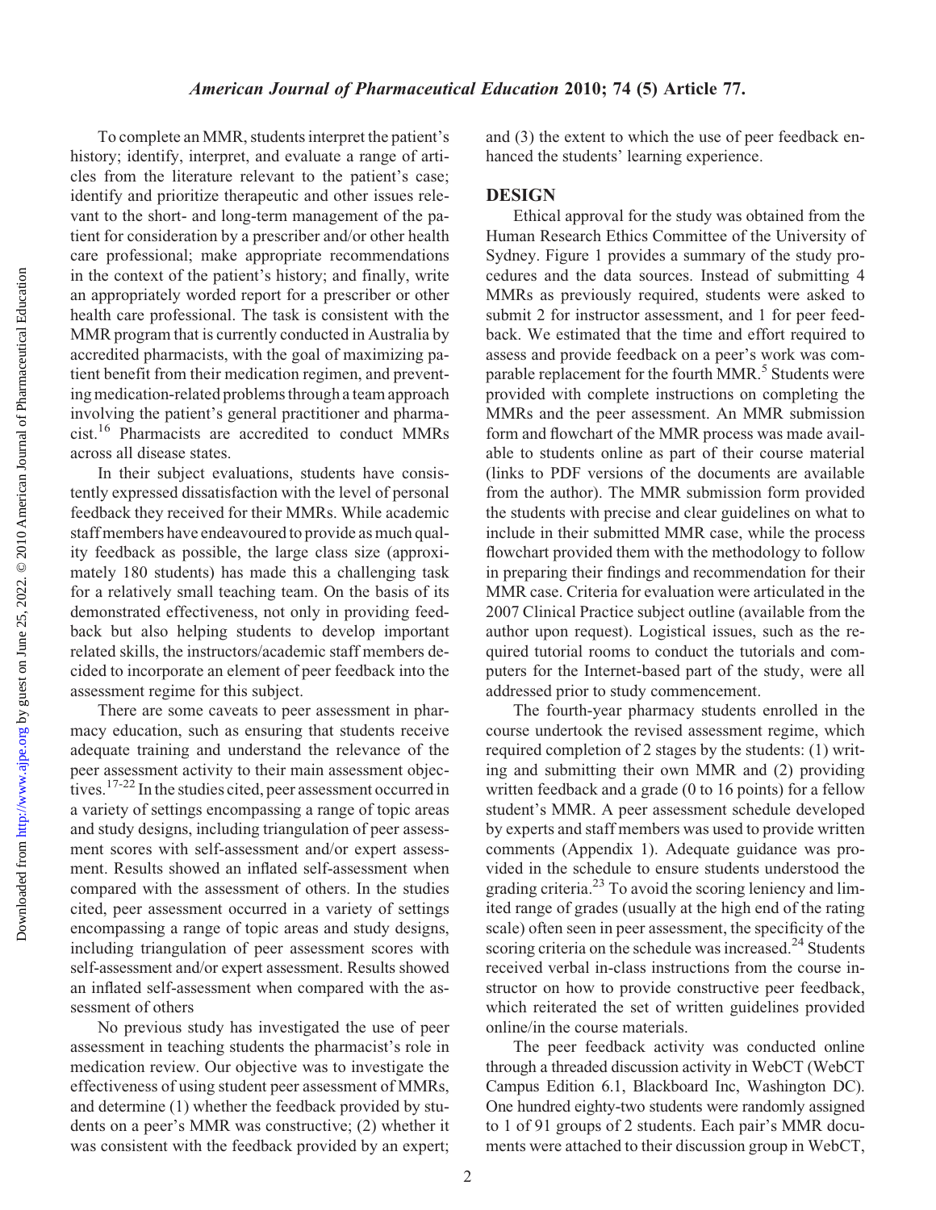To complete an MMR, students interpret the patient's history; identify, interpret, and evaluate a range of articles from the literature relevant to the patient's case; identify and prioritize therapeutic and other issues relevant to the short- and long-term management of the patient for consideration by a prescriber and/or other health care professional; make appropriate recommendations in the context of the patient's history; and finally, write an appropriately worded report for a prescriber or other health care professional. The task is consistent with the MMR program that is currently conducted in Australia by accredited pharmacists, with the goal of maximizing patient benefit from their medication regimen, and preventing medication-related problems through a team approach involving the patient's general practitioner and pharmacist.[16] Pharmacists are accredited to conduct MMRs across all disease states.

In their subject evaluations, students have consistently expressed dissatisfaction with the level of personal feedback they received for their MMRs. While academic staff members have endeavoured to provide as much quality feedback as possible, the large class size (approximately 180 students) has made this a challenging task for a relatively small teaching team. On the basis of its demonstrated effectiveness, not only in providing feedback but also helping students to develop important related skills, the instructors/academic staff members decided to incorporate an element of peer feedback into the assessment regime for this subject.

There are some caveats to peer assessment in pharmacy education, such as ensuring that students receive adequate training and understand the relevance of the peer assessment activity to their main assessment objectives.[17-22] In the studies cited, peer assessment occurred in a variety of settings encompassing a range of topic areas and study designs, including triangulation of peer assessment scores with self-assessment and/or expert assessment. Results showed an inflated self-assessment when compared with the assessment of others. In the studies cited, peer assessment occurred in a variety of settings encompassing a range of topic areas and study designs, including triangulation of peer assessment scores with self-assessment and/or expert assessment. Results showed an inflated self-assessment when compared with the assessment of others

No previous study has investigated the use of peer assessment in teaching students the pharmacist's role in medication review. Our objective was to investigate the effectiveness of using student peer assessment of MMRs, and determine (1) whether the feedback provided by students on a peer's MMR was constructive; (2) whether it was consistent with the feedback provided by an expert; and (3) the extent to which the use of peer feedback enhanced the students' learning experience.

## DESIGN

Ethical approval for the study was obtained from the Human Research Ethics Committee of the University of Sydney. Figure 1 provides a summary of the study procedures and the data sources. Instead of submitting 4 MMRs as previously required, students were asked to submit 2 for instructor assessment, and 1 for peer feedback. We estimated that the time and effort required to assess and provide feedback on a peer's work was comparable replacement for the fourth MMR.[5] Students were provided with complete instructions on completing the MMRs and the peer assessment. An MMR submission form and flowchart of the MMR process was made available to students online as part of their course material (links to PDF versions of the documents are available from the author). The MMR submission form provided the students with precise and clear guidelines on what to include in their submitted MMR case, while the process flowchart provided them with the methodology to follow in preparing their findings and recommendation for their MMR case. Criteria for evaluation were articulated in the 2007 Clinical Practice subject outline (available from the author upon request). Logistical issues, such as the required tutorial rooms to conduct the tutorials and computers for the Internet-based part of the study, were all addressed prior to study commencement.

The fourth-year pharmacy students enrolled in the course undertook the revised assessment regime, which required completion of 2 stages by the students: (1) writing and submitting their own MMR and (2) providing written feedback and a grade (0 to 16 points) for a fellow student's MMR. A peer assessment schedule developed by experts and staff members was used to provide written comments (Appendix 1). Adequate guidance was provided in the schedule to ensure students understood the grading criteria.[23] To avoid the scoring leniency and limited range of grades (usually at the high end of the rating scale) often seen in peer assessment, the specificity of the scoring criteria on the schedule was increased.[24] Students received verbal in-class instructions from the course instructor on how to provide constructive peer feedback, which reiterated the set of written guidelines provided online/in the course materials.

The peer feedback activity was conducted online through a threaded discussion activity in WebCT (WebCT Campus Edition 6.1, Blackboard Inc, Washington DC). One hundred eighty-two students were randomly assigned to 1 of 91 groups of 2 students. Each pair's MMR documents were attached to their discussion group in WebCT,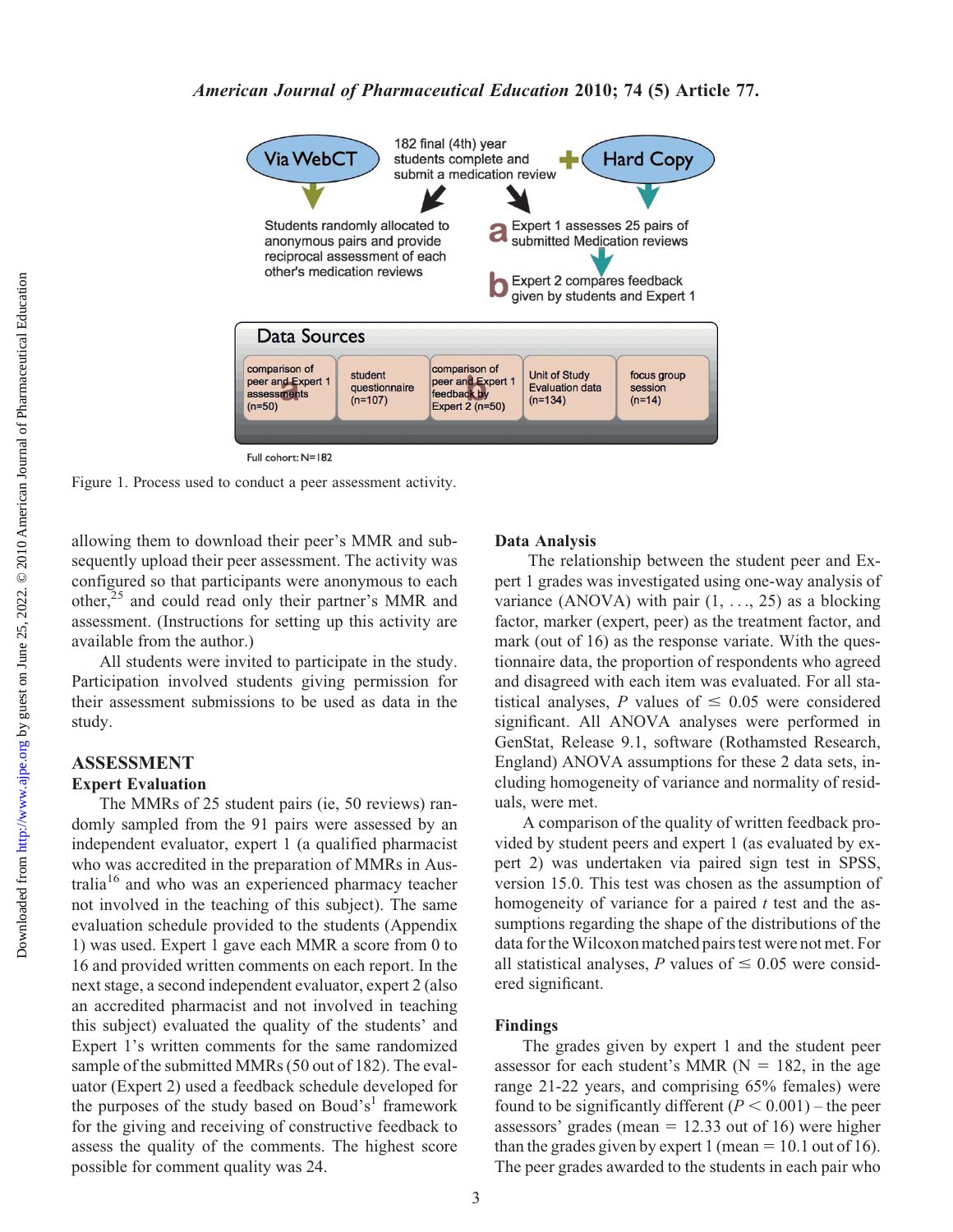Figure 1. Process used to conduct a peer assessment activity.

allowing them to download their peer's MMR and subsequently upload their peer assessment. The activity was configured so that participants were anonymous to each other,[25] and could read only their partner's MMR and assessment. (Instructions for setting up this activity are available from the author.)

All students were invited to participate in the study. Participation involved students giving permission for their assessment submissions to be used as data in the study.

## ASSESSMENT

### Expert Evaluation

The MMRs of 25 student pairs (ie, 50 reviews) randomly sampled from the 91 pairs were assessed by an independent evaluator, expert 1 (a qualified pharmacist who was accredited in the preparation of MMRs in Australia[16] and who was an experienced pharmacy teacher not involved in the teaching of this subject). The same evaluation schedule provided to the students (Appendix 1) was used. Expert 1 gave each MMR a score from 0 to 16 and provided written comments on each report. In the next stage, a second independent evaluator, expert 2 (also an accredited pharmacist and not involved in teaching this subject) evaluated the quality of the students' and Expert 1's written comments for the same randomized sample of the submitted MMRs (50 out of 182). The evaluator (Expert 2) used a feedback schedule developed for the purposes of the study based on Boud's[1] framework for the giving and receiving of constructive feedback to assess the quality of the comments. The highest score possible for comment quality was 24.

### Data Analysis

The relationship between the student peer and Expert 1 grades was investigated using one-way analysis of variance (ANOVA) with pair (1, . . ., 25) as a blocking factor, marker (expert, peer) as the treatment factor, and mark (out of 16) as the response variate. With the questionnaire data, the proportion of respondents who agreed and disagreed with each item was evaluated. For all statistical analyses, $P$ values of $\leq$ 0.05 were considered significant. All ANOVA analyses were performed in GenStat, Release 9.1, software (Rothamsted Research, England) ANOVA assumptions for these 2 data sets, including homogeneity of variance and normality of residuals, were met.

A comparison of the quality of written feedback provided by student peers and expert 1 (as evaluated by expert 2) was undertaken via paired sign test in SPSS, version 15.0. This test was chosen as the assumption of homogeneity of variance for a paired $t$ test and the assumptions regarding the shape of the distributions of the data for the Wilcoxon matched pairs test were not met. For all statistical analyses, $P$ values of $\leq$ 0.05 were considered significant.

### Findings

The grades given by expert 1 and the student peer assessor for each student's MMR (N = 182, in the age range 21-22 years, and comprising 65% females) were found to be significantly different ($P < 0.001$) – the peer assessors' grades (mean = 12.33 out of 16) were higher than the grades given by expert 1 (mean = 10.1 out of 16). The peer grades awarded to the students in each pair who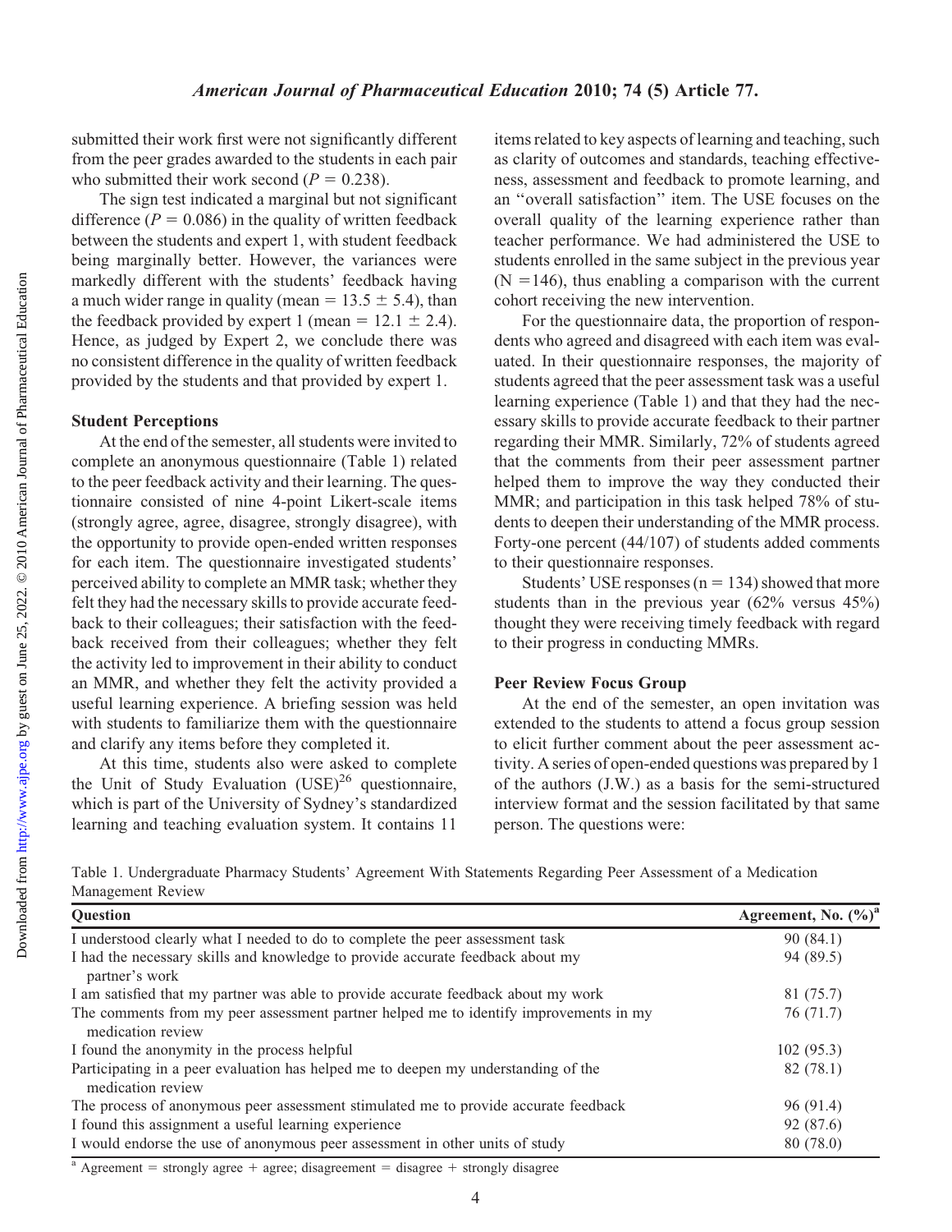submitted their work first were not significantly different from the peer grades awarded to the students in each pair who submitted their work second ($P = 0.238$).

The sign test indicated a marginal but not significant difference ($P = 0.086$) in the quality of written feedback between the students and expert 1, with student feedback being marginally better. However, the variances were markedly different with the students' feedback having a much wider range in quality (mean = 13.5 ± 5.4), than the feedback provided by expert 1 (mean = 12.1 ± 2.4). Hence, as judged by Expert 2, we conclude there was no consistent difference in the quality of written feedback provided by the students and that provided by expert 1.

### Student Perceptions

At the end of the semester, all students were invited to complete an anonymous questionnaire (Table 1) related to the peer feedback activity and their learning. The questionnaire consisted of nine 4-point Likert-scale items (strongly agree, agree, disagree, strongly disagree), with the opportunity to provide open-ended written responses for each item. The questionnaire investigated students' perceived ability to complete an MMR task; whether they felt they had the necessary skills to provide accurate feedback to their colleagues; their satisfaction with the feedback received from their colleagues; whether they felt the activity led to improvement in their ability to conduct an MMR, and whether they felt the activity provided a useful learning experience. A briefing session was held with students to familiarize them with the questionnaire and clarify any items before they completed it.

At this time, students also were asked to complete the Unit of Study Evaluation (USE)[26] questionnaire, which is part of the University of Sydney's standardized learning and teaching evaluation system. It contains 11 items related to key aspects of learning and teaching, such as clarity of outcomes and standards, teaching effectiveness, assessment and feedback to promote learning, and an "overall satisfaction" item. The USE focuses on the overall quality of the learning experience rather than teacher performance. We had administered the USE to students enrolled in the same subject in the previous year (N =146), thus enabling a comparison with the current cohort receiving the new intervention.

For the questionnaire data, the proportion of respondents who agreed and disagreed with each item was evaluated. In their questionnaire responses, the majority of students agreed that the peer assessment task was a useful learning experience (Table 1) and that they had the necessary skills to provide accurate feedback to their partner regarding their MMR. Similarly, 72% of students agreed that the comments from their peer assessment partner helped them to improve the way they conducted their MMR; and participation in this task helped 78% of students to deepen their understanding of the MMR process. Forty-one percent (44/107) of students added comments to their questionnaire responses.

Students' USE responses (n = 134) showed that more students than in the previous year (62% versus 45%) thought they were receiving timely feedback with regard to their progress in conducting MMRs.

### Peer Review Focus Group

At the end of the semester, an open invitation was extended to the students to attend a focus group session to elicit further comment about the peer assessment activity. A series of open-ended questions was prepared by 1 of the authors (J.W.) as a basis for the semi-structured interview format and the session facilitated by that same person. The questions were:

Table 1. Undergraduate Pharmacy Students' Agreement With Statements Regarding Peer Assessment of a Medication Management Review

| Question | Agreement, No. (%)[a] |
|---|---|
| I understood clearly what I needed to do to complete the peer assessment task | 90 (84.1) |
| I had the necessary skills and knowledge to provide accurate feedback about my partner's work | 94 (89.5) |
| I am satisfied that my partner was able to provide accurate feedback about my work | 81 (75.7) |
| The comments from my peer assessment partner helped me to identify improvements in my medication review | 76 (71.7) |
| I found the anonymity in the process helpful | 102 (95.3) |
| Participating in a peer evaluation has helped me to deepen my understanding of the medication review | 82 (78.1) |
| The process of anonymous peer assessment stimulated me to provide accurate feedback | 96 (91.4) |
| I found this assignment a useful learning experience | 92 (87.6) |
| I would endorse the use of anonymous peer assessment in other units of study | 80 (78.0) |

[a] Agreement = strongly agree + agree; disagreement = disagree + strongly disagree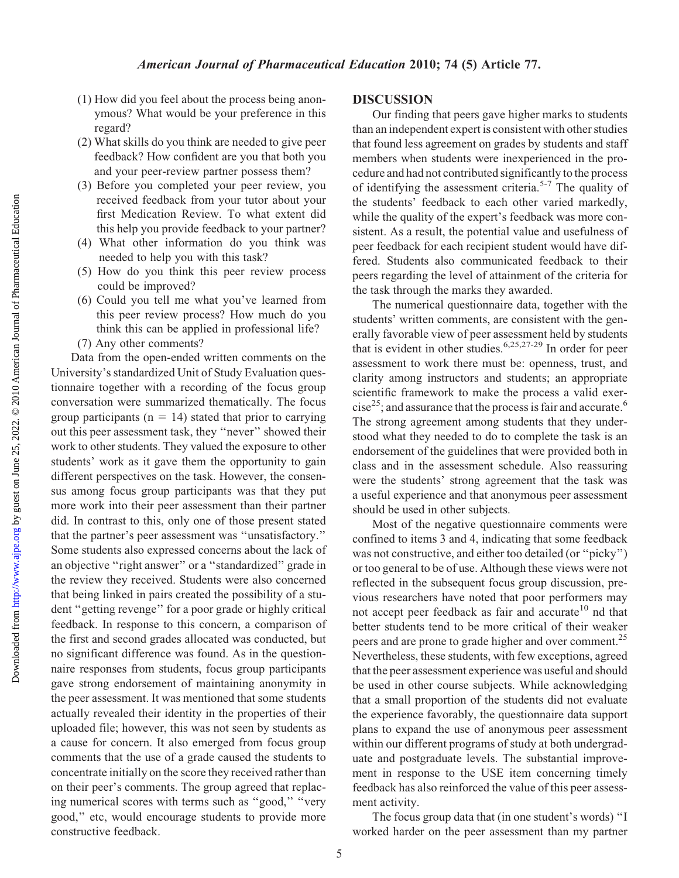(1) How did you feel about the process being anonymous? What would be your preference in this regard?
(2) What skills do you think are needed to give peer feedback? How confident are you that both you and your peer-review partner possess them?
(3) Before you completed your peer review, you received feedback from your tutor about your first Medication Review. To what extent did this help you provide feedback to your partner?
(4) What other information do you think was needed to help you with this task?
(5) How do you think this peer review process could be improved?
(6) Could you tell me what you've learned from this peer review process? How much do you think this can be applied in professional life?
(7) Any other comments?

Data from the open-ended written comments on the University's standardized Unit of Study Evaluation questionnaire together with a recording of the focus group conversation were summarized thematically. The focus group participants (n = 14) stated that prior to carrying out this peer assessment task, they "never" showed their work to other students. They valued the exposure to other students' work as it gave them the opportunity to gain different perspectives on the task. However, the consensus among focus group participants was that they put more work into their peer assessment than their partner did. In contrast to this, only one of those present stated that the partner's peer assessment was "unsatisfactory." Some students also expressed concerns about the lack of an objective "right answer" or a "standardized" grade in the review they received. Students were also concerned that being linked in pairs created the possibility of a student "getting revenge" for a poor grade or highly critical feedback. In response to this concern, a comparison of the first and second grades allocated was conducted, but no significant difference was found. As in the questionnaire responses from students, focus group participants gave strong endorsement of maintaining anonymity in the peer assessment. It was mentioned that some students actually revealed their identity in the properties of their uploaded file; however, this was not seen by students as a cause for concern. It also emerged from focus group comments that the use of a grade caused the students to concentrate initially on the score they received rather than on their peer's comments. The group agreed that replacing numerical scores with terms such as "good," "very good," etc, would encourage students to provide more constructive feedback.

## DISCUSSION

Our finding that peers gave higher marks to students than an independent expert is consistent with other studies that found less agreement on grades by students and staff members when students were inexperienced in the procedure and had not contributed significantly to the process of identifying the assessment criteria.[5-7] The quality of the students' feedback to each other varied markedly, while the quality of the expert's feedback was more consistent. As a result, the potential value and usefulness of peer feedback for each recipient student would have differed. Students also communicated feedback to their peers regarding the level of attainment of the criteria for the task through the marks they awarded.

The numerical questionnaire data, together with the students' written comments, are consistent with the generally favorable view of peer assessment held by students that is evident in other studies.[6,25,27-29] In order for peer assessment to work there must be: openness, trust, and clarity among instructors and students; an appropriate scientific framework to make the process a valid exercise[25]; and assurance that the process is fair and accurate.[6] The strong agreement among students that they understood what they needed to do to complete the task is an endorsement of the guidelines that were provided both in class and in the assessment schedule. Also reassuring were the students' strong agreement that the task was a useful experience and that anonymous peer assessment should be used in other subjects.

Most of the negative questionnaire comments were confined to items 3 and 4, indicating that some feedback was not constructive, and either too detailed (or "picky") or too general to be of use. Although these views were not reflected in the subsequent focus group discussion, previous researchers have noted that poor performers may not accept peer feedback as fair and accurate[10] nd that better students tend to be more critical of their weaker peers and are prone to grade higher and over comment.[25] Nevertheless, these students, with few exceptions, agreed that the peer assessment experience was useful and should be used in other course subjects. While acknowledging that a small proportion of the students did not evaluate the experience favorably, the questionnaire data support plans to expand the use of anonymous peer assessment within our different programs of study at both undergraduate and postgraduate levels. The substantial improvement in response to the USE item concerning timely feedback has also reinforced the value of this peer assessment activity.

The focus group data that (in one student's words) "I worked harder on the peer assessment than my partner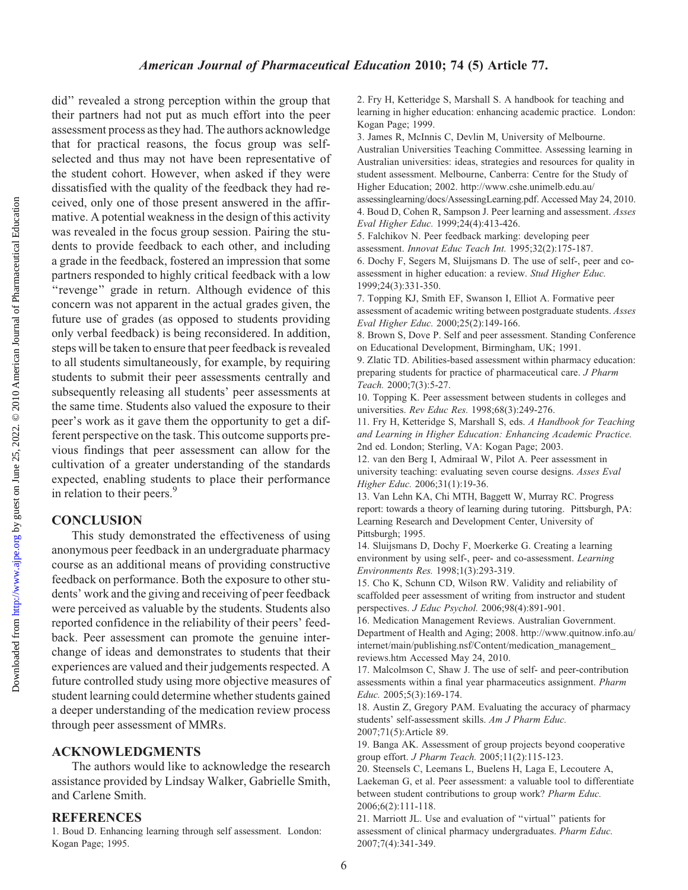did'' revealed a strong perception within the group that their partners had not put as much effort into the peer assessment process as they had. The authors acknowledge that for practical reasons, the focus group was self-selected and thus may not have been representative of the student cohort. However, when asked if they were dissatisfied with the quality of the feedback they had received, only one of those present answered in the affirmative. A potential weakness in the design of this activity was revealed in the focus group session. Pairing the students to provide feedback to each other, and including a grade in the feedback, fostered an impression that some partners responded to highly critical feedback with a low ''revenge'' grade in return. Although evidence of this concern was not apparent in the actual grades given, the future use of grades (as opposed to students providing only verbal feedback) is being reconsidered. In addition, steps will be taken to ensure that peer feedback is revealed to all students simultaneously, for example, by requiring students to submit their peer assessments centrally and subsequently releasing all students' peer assessments at the same time. Students also valued the exposure to their peer's work as it gave them the opportunity to get a different perspective on the task. This outcome supports previous findings that peer assessment can allow for the cultivation of a greater understanding of the standards expected, enabling students to place their performance in relation to their peers.[9]

## CONCLUSION

This study demonstrated the effectiveness of using anonymous peer feedback in an undergraduate pharmacy course as an additional means of providing constructive feedback on performance. Both the exposure to other students' work and the giving and receiving of peer feedback were perceived as valuable by the students. Students also reported confidence in the reliability of their peers' feedback. Peer assessment can promote the genuine interchange of ideas and demonstrates to students that their experiences are valued and their judgements respected. A future controlled study using more objective measures of student learning could determine whether students gained a deeper understanding of the medication review process through peer assessment of MMRs.

## ACKNOWLEDGMENTS

The authors would like to acknowledge the research assistance provided by Lindsay Walker, Gabrielle Smith, and Carlene Smith.

## REFERENCES

1. Boud D. Enhancing learning through self assessment. London: Kogan Page; 1995.
2. Fry H, Ketteridge S, Marshall S. A handbook for teaching and learning in higher education: enhancing academic practice. London: Kogan Page; 1999.
3. James R, McInnis C, Devlin M, University of Melbourne. Australian Universities Teaching Committee. Assessing learning in Australian universities: ideas, strategies and resources for quality in student assessment. Melbourne, Canberra: Centre for the Study of Higher Education; 2002. http://www.cshe.unimelb.edu.au/assessinglearning/docs/AssessingLearning.pdf. Accessed May 24, 2010.
4. Boud D, Cohen R, Sampson J. Peer learning and assessment. *Asses Eval Higher Educ.* 1999;24(4):413-426.
5. Falchikov N. Peer feedback marking: developing peer assessment. *Innovat Educ Teach Int.* 1995;32(2):175-187.
6. Dochy F, Segers M, Sluijsmans D. The use of self-, peer and co-assessment in higher education: a review. *Stud Higher Educ.* 1999;24(3):331-350.
7. Topping KJ, Smith EF, Swanson I, Elliot A. Formative peer assessment of academic writing between postgraduate students. *Asses Eval Higher Educ.* 2000;25(2):149-166.
8. Brown S, Dove P. Self and peer assessment. Standing Conference on Educational Development, Birmingham, UK; 1991.
9. Zlatic TD. Abilities-based assessment within pharmacy education: preparing students for practice of pharmaceutical care. *J Pharm Teach.* 2000;7(3):5-27.
10. Topping K. Peer assessment between students in colleges and universities. *Rev Educ Res.* 1998;68(3):249-276.
11. Fry H, Ketteridge S, Marshall S, eds. *A Handbook for Teaching and Learning in Higher Education: Enhancing Academic Practice.* 2nd ed. London; Sterling, VA: Kogan Page; 2003.
12. van den Berg I, Admiraal W, Pilot A. Peer assessment in university teaching: evaluating seven course designs. *Asses Eval Higher Educ.* 2006;31(1):19-36.
13. Van Lehn KA, Chi MTH, Baggett W, Murray RC. Progress report: towards a theory of learning during tutoring. Pittsburgh, PA: Learning Research and Development Center, University of Pittsburgh; 1995.
14. Sluijsmans D, Dochy F, Moerkerke G. Creating a learning environment by using self-, peer- and co-assessment. *Learning Environments Res.* 1998;1(3):293-319.
15. Cho K, Schunn CD, Wilson RW. Validity and reliability of scaffolded peer assessment of writing from instructor and student perspectives. *J Educ Psychol.* 2006;98(4):891-901.
16. Medication Management Reviews. Australian Government. Department of Health and Aging; 2008. http://www.quitnow.info.au/internet/main/publishing.nsf/Content/medication_management_reviews.htm Accessed May 24, 2010.
17. Malcolmson C, Shaw J. The use of self- and peer-contribution assessments within a final year pharmaceutics assignment. *Pharm Educ.* 2005;5(3):169-174.
18. Austin Z, Gregory PAM. Evaluating the accuracy of pharmacy students' self-assessment skills. *Am J Pharm Educ.* 2007;71(5):Article 89.
19. Banga AK. Assessment of group projects beyond cooperative group effort. *J Pharm Teach.* 2005;11(2):115-123.
20. Steensels C, Leemans L, Buelens H, Laga E, Lecoutere A, Laekeman G, et al. Peer assessment: a valuable tool to differentiate between student contributions to group work? *Pharm Educ.* 2006;6(2):111-118.
21. Marriott JL. Use and evaluation of ''virtual'' patients for assessment of clinical pharmacy undergraduates. *Pharm Educ.* 2007;7(4):341-349.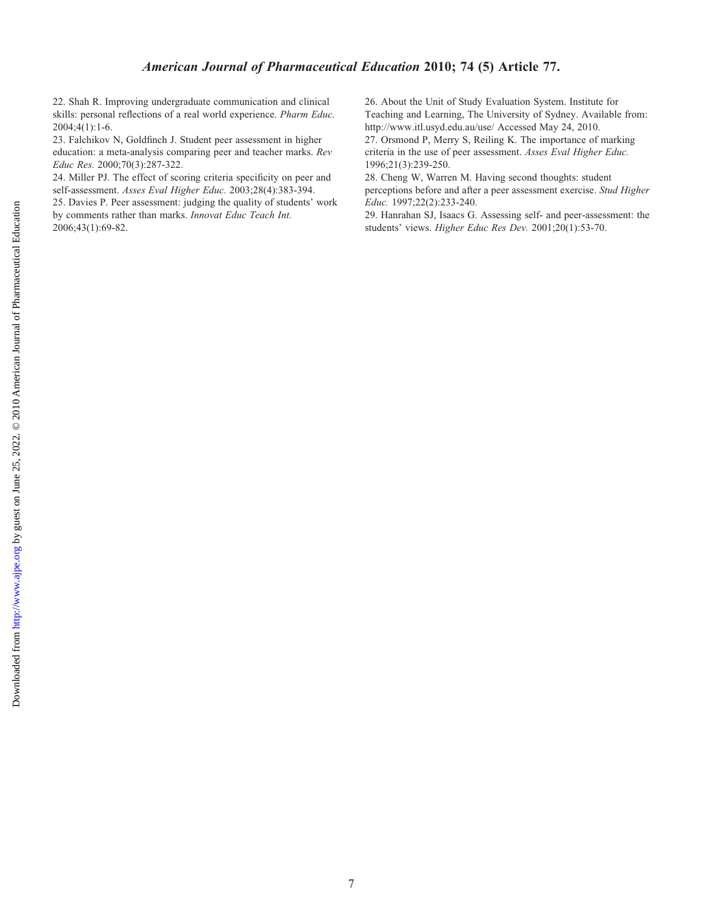22. Shah R. Improving undergraduate communication and clinical skills: personal reflections of a real world experience. *Pharm Educ.* 2004;4(1):1-6.

23. Falchikov N, Goldfinch J. Student peer assessment in higher education: a meta-analysis comparing peer and teacher marks. *Rev Educ Res.* 2000;70(3):287-322.

24. Miller PJ. The effect of scoring criteria specificity on peer and self-assessment. *Asses Eval Higher Educ.* 2003;28(4):383-394.

25. Davies P. Peer assessment: judging the quality of students' work by comments rather than marks. *Innovat Educ Teach Int.* 2006;43(1):69-82.

26. About the Unit of Study Evaluation System. Institute for Teaching and Learning, The University of Sydney. Available from: http://www.itl.usyd.edu.au/use/ Accessed May 24, 2010.

27. Orsmond P, Merry S, Reiling K. The importance of marking criteria in the use of peer assessment. *Asses Eval Higher Educ.* 1996;21(3):239-250.

28. Cheng W, Warren M. Having second thoughts: student perceptions before and after a peer assessment exercise. *Stud Higher Educ.* 1997;22(2):233-240.

29. Hanrahan SJ, Isaacs G. Assessing self- and peer-assessment: the students' views. *Higher Educ Res Dev.* 2001;20(1):53-70.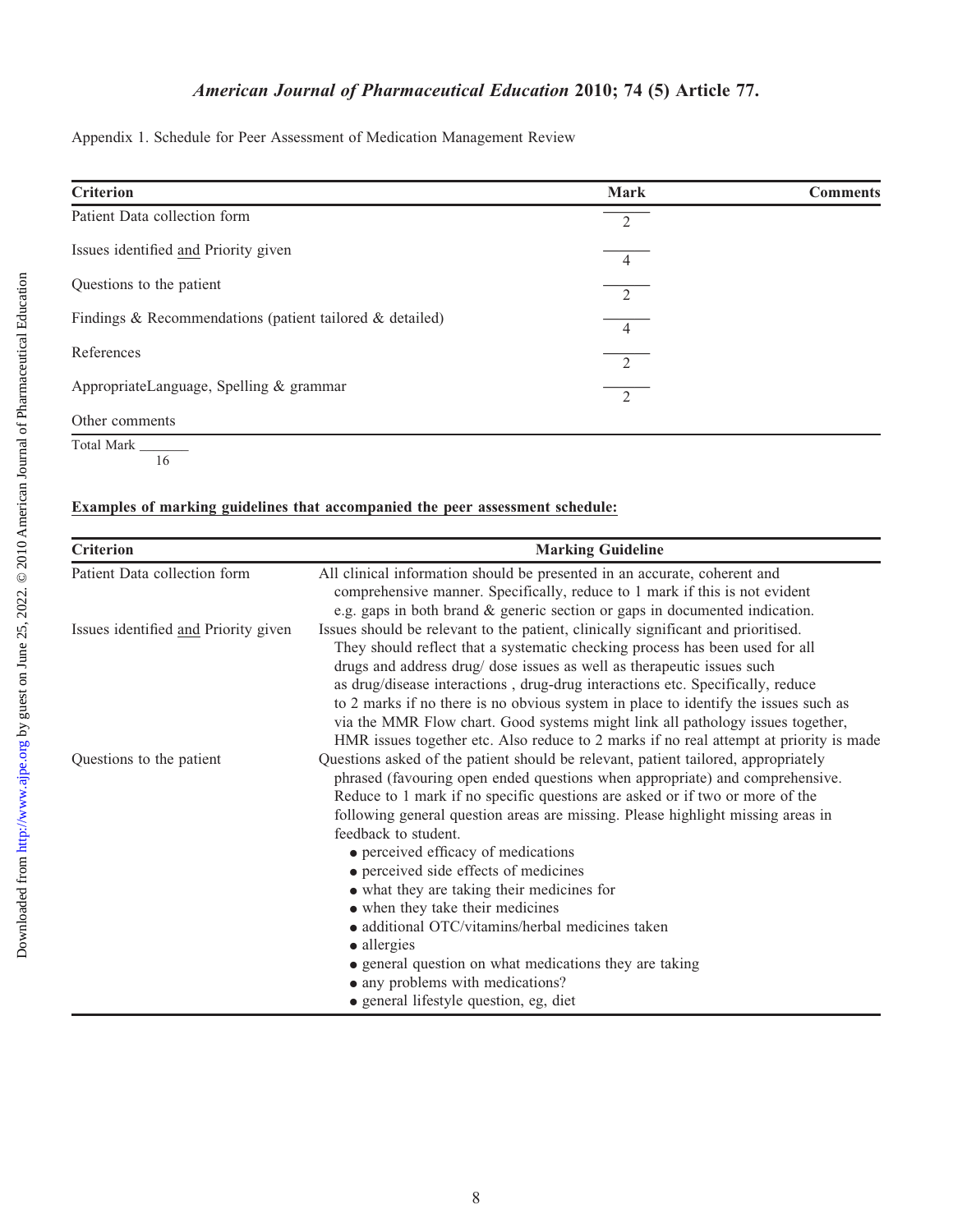Appendix 1. Schedule for Peer Assessment of Medication Management Review

| Criterion | Mark | Comments |
|---|---|---|
| Patient Data collection form | ___ / 2 | |
| Issues identified and Priority given | ___ / 4 | |
| Questions to the patient | ___ / 2 | |
| Findings & Recommendations (patient tailored & detailed) | ___ / 4 | |
| References | ___ / 2 | |
| AppropriateLanguage, Spelling & grammar | ___ / 2 | |
| Other comments | | |

Total Mark ___ / 16

**Examples of marking guidelines that accompanied the peer assessment schedule:**

| Criterion | Marking Guideline |
|---|---|
| Patient Data collection form | All clinical information should be presented in an accurate, coherent and comprehensive manner. Specifically, reduce to 1 mark if this is not evident e.g. gaps in both brand & generic section or gaps in documented indication. |
| Issues identified and Priority given | Issues should be relevant to the patient, clinically significant and prioritised. They should reflect that a systematic checking process has been used for all drugs and address drug/ dose issues as well as therapeutic issues such as drug/disease interactions , drug-drug interactions etc. Specifically, reduce to 2 marks if no there is no obvious system in place to identify the issues such as via the MMR Flow chart. Good systems might link all pathology issues together, HMR issues together etc. Also reduce to 2 marks if no real attempt at priority is made |
| Questions to the patient | Questions asked of the patient should be relevant, patient tailored, appropriately phrased (favouring open ended questions when appropriate) and comprehensive. Reduce to 1 mark if no specific questions are asked or if two or more of the following general question areas are missing. Please highlight missing areas in feedback to student. • perceived efficacy of medications • perceived side effects of medicines • what they are taking their medicines for • when they take their medicines • additional OTC/vitamins/herbal medicines taken • allergies • general question on what medications they are taking • any problems with medications? • general lifestyle question, eg, diet |